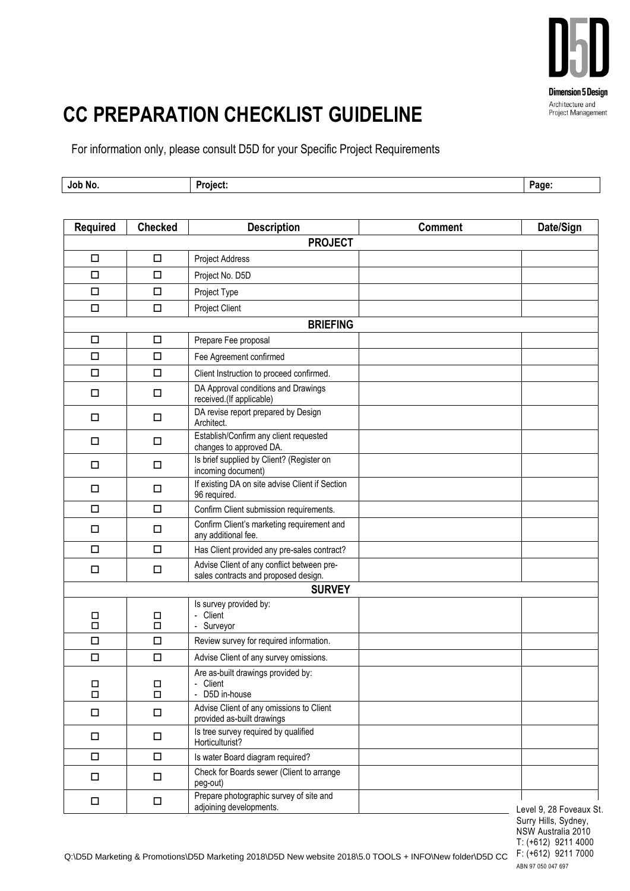Dimension 5 Design
Architecture and Project Management

# CC PREPARATION CHECKLIST GUIDELINE

For information only, please consult D5D for your Specific Project Requirements

| Job No. | Project: | Page: |
|---|---|---|

| Required | Checked | Description | Comment | Date/Sign |
|---|---|---|---|---|
| | | **PROJECT** | | |
| ☐ | ☐ | Project Address | | |
| ☐ | ☐ | Project No. D5D | | |
| ☐ | ☐ | Project Type | | |
| ☐ | ☐ | Project Client | | |
| | | **BRIEFING** | | |
| ☐ | ☐ | Prepare Fee proposal | | |
| ☐ | ☐ | Fee Agreement confirmed | | |
| ☐ | ☐ | Client Instruction to proceed confirmed. | | |
| ☐ | ☐ | DA Approval conditions and Drawings received.(If applicable) | | |
| ☐ | ☐ | DA revise report prepared by Design Architect. | | |
| ☐ | ☐ | Establish/Confirm any client requested changes to approved DA. | | |
| ☐ | ☐ | Is brief supplied by Client? (Register on incoming document) | | |
| ☐ | ☐ | If existing DA on site advise Client if Section 96 required. | | |
| ☐ | ☐ | Confirm Client submission requirements. | | |
| ☐ | ☐ | Confirm Client's marketing requirement and any additional fee. | | |
| ☐ | ☐ | Has Client provided any pre-sales contract? | | |
| ☐ | ☐ | Advise Client of any conflict between pre-sales contracts and proposed design. | | |
| | | **SURVEY** | | |
| ☐<br>☐ | ☐<br>☐ | Is survey provided by:<br>- Client<br>- Surveyor | | |
| ☐ | ☐ | Review survey for required information. | | |
| ☐ | ☐ | Advise Client of any survey omissions. | | |
| ☐<br>☐ | ☐<br>☐ | Are as-built drawings provided by:<br>- Client<br>- D5D in-house | | |
| ☐ | ☐ | Advise Client of any omissions to Client provided as-built drawings | | |
| ☐ | ☐ | Is tree survey required by qualified Horticulturist? | | |
| ☐ | ☐ | Is water Board diagram required? | | |
| ☐ | ☐ | Check for Boards sewer (Client to arrange peg-out) | | |
| ☐ | ☐ | Prepare photographic survey of site and adjoining developments. | | |

Level 9, 28 Foveaux St.
Surry Hills, Sydney,
NSW Australia 2010
T: (+612) 9211 4000
F: (+612) 9211 7000
ABN 97 050 047 697

Q:\D5D Marketing & Promotions\D5D Marketing 2018\D5D New website 2018\5.0 TOOLS + INFO\New folder\D5D CC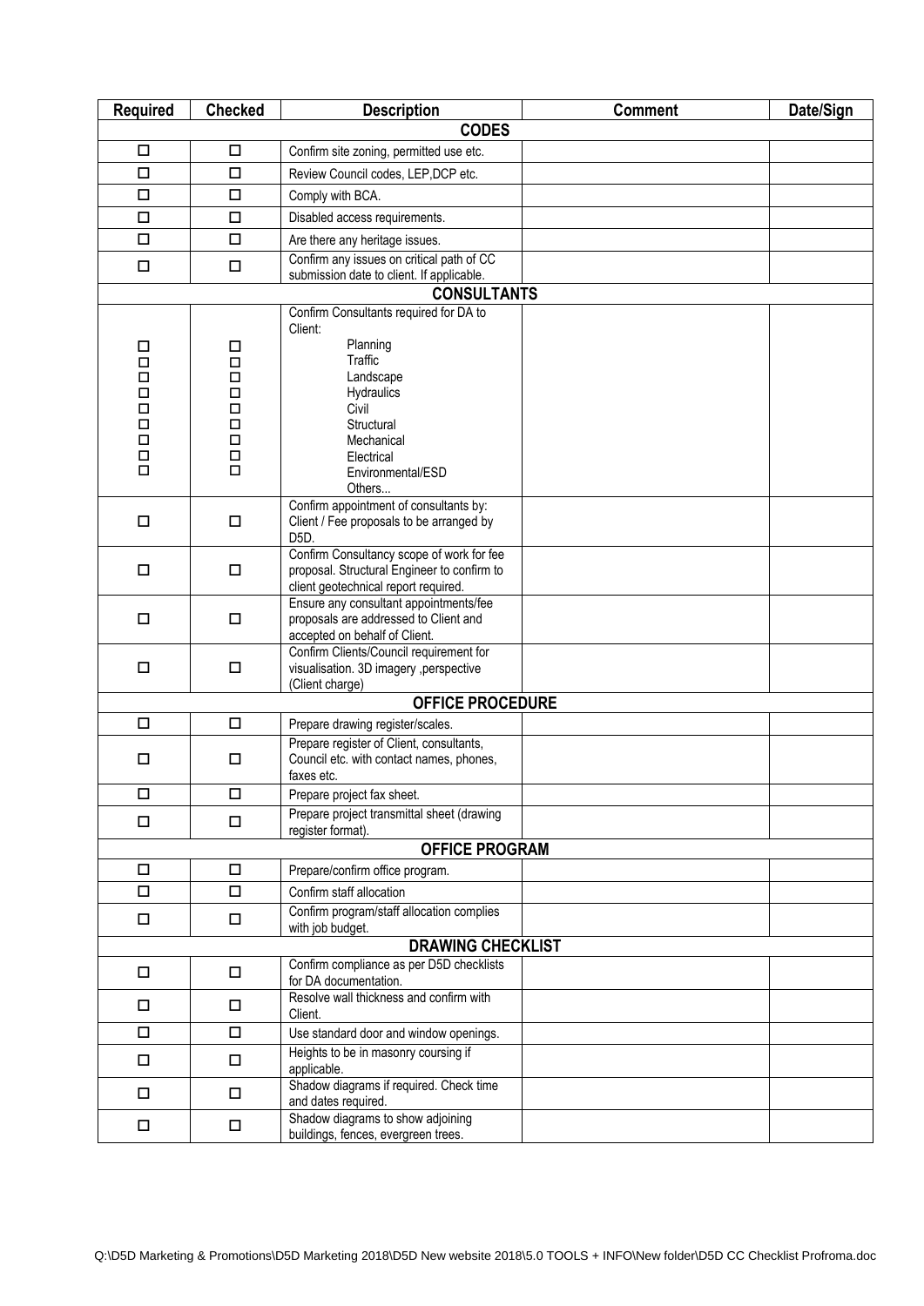| Required | Checked | Description | Comment | Date/Sign |
| --- | --- | --- | --- | --- |
| **CODES** | | | | |
| ☐ | ☐ | Confirm site zoning, permitted use etc. | | |
| ☐ | ☐ | Review Council codes, LEP,DCP etc. | | |
| ☐ | ☐ | Comply with BCA. | | |
| ☐ | ☐ | Disabled access requirements. | | |
| ☐ | ☐ | Are there any heritage issues. | | |
| ☐ | ☐ | Confirm any issues on critical path of CC submission date to client. If applicable. | | |
| **CONSULTANTS** | | | | |
| ☐<br>☐<br>☐<br>☐<br>☐<br>☐<br>☐<br>☐<br>☐ | ☐<br>☐<br>☐<br>☐<br>☐<br>☐<br>☐<br>☐<br>☐ | Confirm Consultants required for DA to Client:<br>Planning<br>Traffic<br>Landscape<br>Hydraulics<br>Civil<br>Structural<br>Mechanical<br>Electrical<br>Environmental/ESD<br>Others... | | |
| ☐ | ☐ | Confirm appointment of consultants by: Client / Fee proposals to be arranged by D5D. | | |
| ☐ | ☐ | Confirm Consultancy scope of work for fee proposal. Structural Engineer to confirm to client geotechnical report required. | | |
| ☐ | ☐ | Ensure any consultant appointments/fee proposals are addressed to Client and accepted on behalf of Client. | | |
| ☐ | ☐ | Confirm Clients/Council requirement for visualisation. 3D imagery ,perspective (Client charge) | | |
| **OFFICE PROCEDURE** | | | | |
| ☐ | ☐ | Prepare drawing register/scales. | | |
| ☐ | ☐ | Prepare register of Client, consultants, Council etc. with contact names, phones, faxes etc. | | |
| ☐ | ☐ | Prepare project fax sheet. | | |
| ☐ | ☐ | Prepare project transmittal sheet (drawing register format). | | |
| **OFFICE PROGRAM** | | | | |
| ☐ | ☐ | Prepare/confirm office program. | | |
| ☐ | ☐ | Confirm staff allocation | | |
| ☐ | ☐ | Confirm program/staff allocation complies with job budget. | | |
| **DRAWING CHECKLIST** | | | | |
| ☐ | ☐ | Confirm compliance as per D5D checklists for DA documentation. | | |
| ☐ | ☐ | Resolve wall thickness and confirm with Client. | | |
| ☐ | ☐ | Use standard door and window openings. | | |
| ☐ | ☐ | Heights to be in masonry coursing if applicable. | | |
| ☐ | ☐ | Shadow diagrams if required. Check time and dates required. | | |
| ☐ | ☐ | Shadow diagrams to show adjoining buildings, fences, evergreen trees. | | |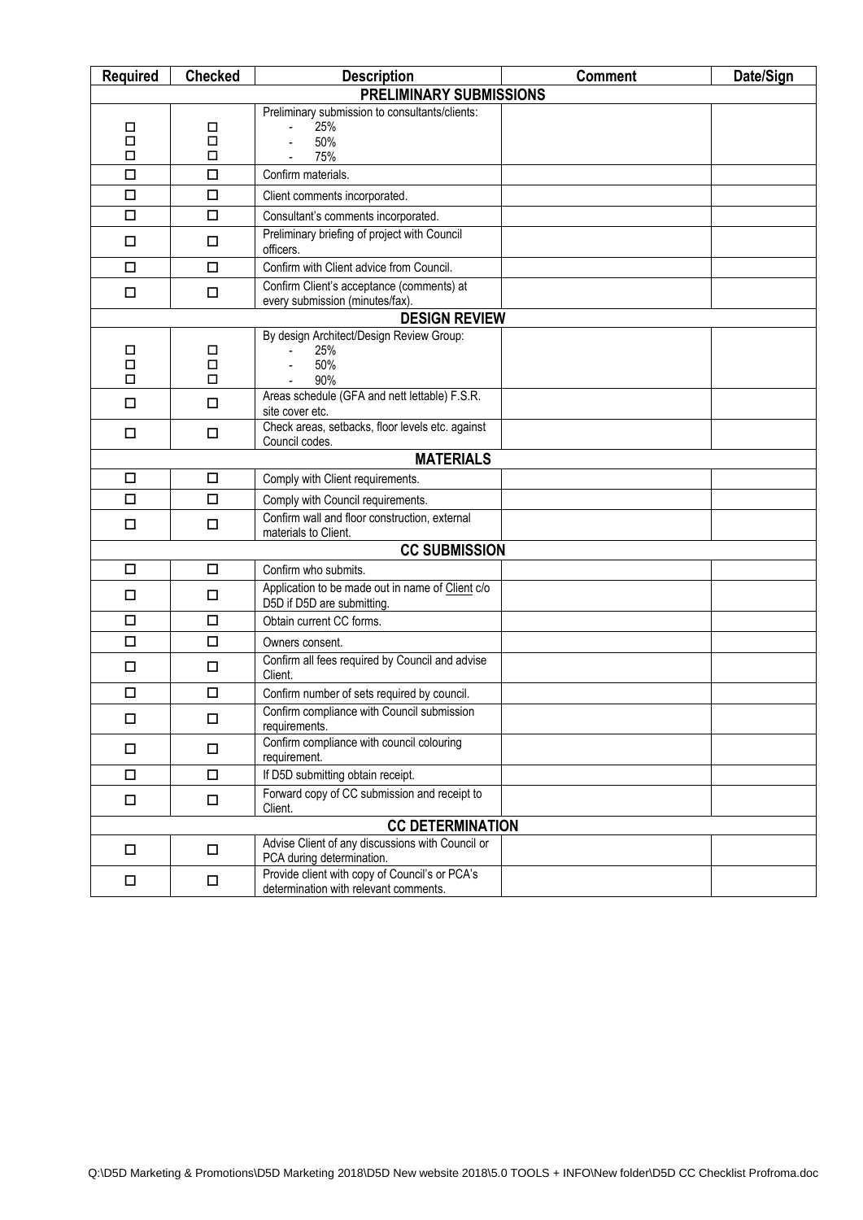| Required | Checked | Description | Comment | Date/Sign |
|---|---|---|---|---|
| **PRELIMINARY SUBMISSIONS** | | | | |
| ☐<br>☐<br>☐ | ☐<br>☐<br>☐ | Preliminary submission to consultants/clients:<br>- 25%<br>- 50%<br>- 75% | | |
| ☐ | ☐ | Confirm materials. | | |
| ☐ | ☐ | Client comments incorporated. | | |
| ☐ | ☐ | Consultant's comments incorporated. | | |
| ☐ | ☐ | Preliminary briefing of project with Council officers. | | |
| ☐ | ☐ | Confirm with Client advice from Council. | | |
| ☐ | ☐ | Confirm Client's acceptance (comments) at every submission (minutes/fax). | | |
| **DESIGN REVIEW** | | | | |
| ☐<br>☐<br>☐ | ☐<br>☐<br>☐ | By design Architect/Design Review Group:<br>- 25%<br>- 50%<br>- 90% | | |
| ☐ | ☐ | Areas schedule (GFA and nett lettable) F.S.R. site cover etc. | | |
| ☐ | ☐ | Check areas, setbacks, floor levels etc. against Council codes. | | |
| **MATERIALS** | | | | |
| ☐ | ☐ | Comply with Client requirements. | | |
| ☐ | ☐ | Comply with Council requirements. | | |
| ☐ | ☐ | Confirm wall and floor construction, external materials to Client. | | |
| **CC SUBMISSION** | | | | |
| ☐ | ☐ | Confirm who submits. | | |
| ☐ | ☐ | Application to be made out in name of Client c/o D5D if D5D are submitting. | | |
| ☐ | ☐ | Obtain current CC forms. | | |
| ☐ | ☐ | Owners consent. | | |
| ☐ | ☐ | Confirm all fees required by Council and advise Client. | | |
| ☐ | ☐ | Confirm number of sets required by council. | | |
| ☐ | ☐ | Confirm compliance with Council submission requirements. | | |
| ☐ | ☐ | Confirm compliance with council colouring requirement. | | |
| ☐ | ☐ | If D5D submitting obtain receipt. | | |
| ☐ | ☐ | Forward copy of CC submission and receipt to Client. | | |
| **CC DETERMINATION** | | | | |
| ☐ | ☐ | Advise Client of any discussions with Council or PCA during determination. | | |
| ☐ | ☐ | Provide client with copy of Council's or PCA's determination with relevant comments. | | |